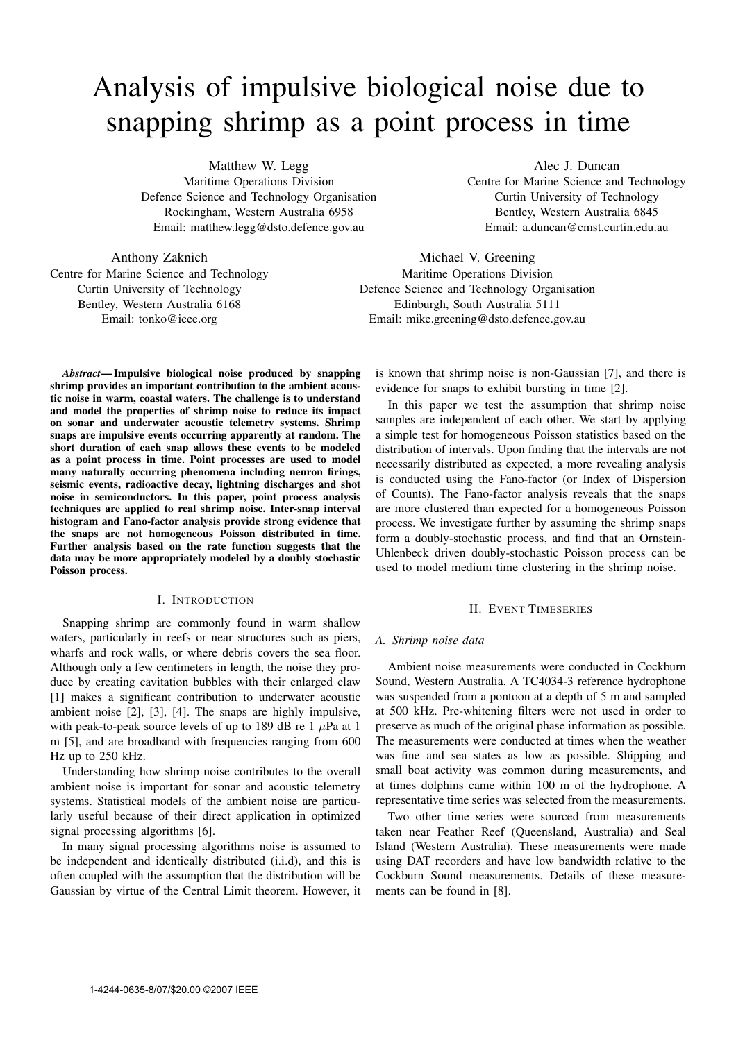# Analysis of impulsive biological noise due to snapping shrimp as a point process in time

Matthew W. Legg
Maritime Operations Division
Defence Science and Technology Organisation
Rockingham, Western Australia 6958
Email: matthew.legg@dsto.defence.gov.au

Alec J. Duncan
Centre for Marine Science and Technology
Curtin University of Technology
Bentley, Western Australia 6845
Email: a.duncan@cmst.curtin.edu.au

Anthony Zaknich
Centre for Marine Science and Technology
Curtin University of Technology
Bentley, Western Australia 6168
Email: tonko@ieee.org

Michael V. Greening
Maritime Operations Division
Defence Science and Technology Organisation
Edinburgh, South Australia 5111
Email: mike.greening@dsto.defence.gov.au

***Abstract*— Impulsive biological noise produced by snapping shrimp provides an important contribution to the ambient acoustic noise in warm, coastal waters. The challenge is to understand and model the properties of shrimp noise to reduce its impact on sonar and underwater acoustic telemetry systems. Shrimp snaps are impulsive events occurring apparently at random. The short duration of each snap allows these events to be modeled as a point process in time. Point processes are used to model many naturally occurring phenomena including neuron firings, seismic events, radioactive decay, lightning discharges and shot noise in semiconductors. In this paper, point process analysis techniques are applied to real shrimp noise. Inter-snap interval histogram and Fano-factor analysis provide strong evidence that the snaps are not homogeneous Poisson distributed in time. Further analysis based on the rate function suggests that the data may be more appropriately modeled by a doubly stochastic Poisson process.**

## I. Introduction

Snapping shrimp are commonly found in warm shallow waters, particularly in reefs or near structures such as piers, wharfs and rock walls, or where debris covers the sea floor. Although only a few centimeters in length, the noise they produce by creating cavitation bubbles with their enlarged claw [1] makes a significant contribution to underwater acoustic ambient noise [2], [3], [4]. The snaps are highly impulsive, with peak-to-peak source levels of up to 189 dB re 1 $\mu$Pa at 1 m [5], and are broadband with frequencies ranging from 600 Hz up to 250 kHz.

Understanding how shrimp noise contributes to the overall ambient noise is important for sonar and acoustic telemetry systems. Statistical models of the ambient noise are particularly useful because of their direct application in optimized signal processing algorithms [6].

In many signal processing algorithms noise is assumed to be independent and identically distributed (i.i.d), and this is often coupled with the assumption that the distribution will be Gaussian by virtue of the Central Limit theorem. However, it is known that shrimp noise is non-Gaussian [7], and there is evidence for snaps to exhibit bursting in time [2].

In this paper we test the assumption that shrimp noise samples are independent of each other. We start by applying a simple test for homogeneous Poisson statistics based on the distribution of intervals. Upon finding that the intervals are not necessarily distributed as expected, a more revealing analysis is conducted using the Fano-factor (or Index of Dispersion of Counts). The Fano-factor analysis reveals that the snaps are more clustered than expected for a homogeneous Poisson process. We investigate further by assuming the shrimp snaps form a doubly-stochastic process, and find that an Ornstein-Uhlenbeck driven doubly-stochastic Poisson process can be used to model medium time clustering in the shrimp noise.

## II. Event Timeseries

### A. Shrimp noise data

Ambient noise measurements were conducted in Cockburn Sound, Western Australia. A TC4034-3 reference hydrophone was suspended from a pontoon at a depth of 5 m and sampled at 500 kHz. Pre-whitening filters were not used in order to preserve as much of the original phase information as possible. The measurements were conducted at times when the weather was fine and sea states as low as possible. Shipping and small boat activity was common during measurements, and at times dolphins came within 100 m of the hydrophone. A representative time series was selected from the measurements.

Two other time series were sourced from measurements taken near Feather Reef (Queensland, Australia) and Seal Island (Western Australia). These measurements were made using DAT recorders and have low bandwidth relative to the Cockburn Sound measurements. Details of these measurements can be found in [8].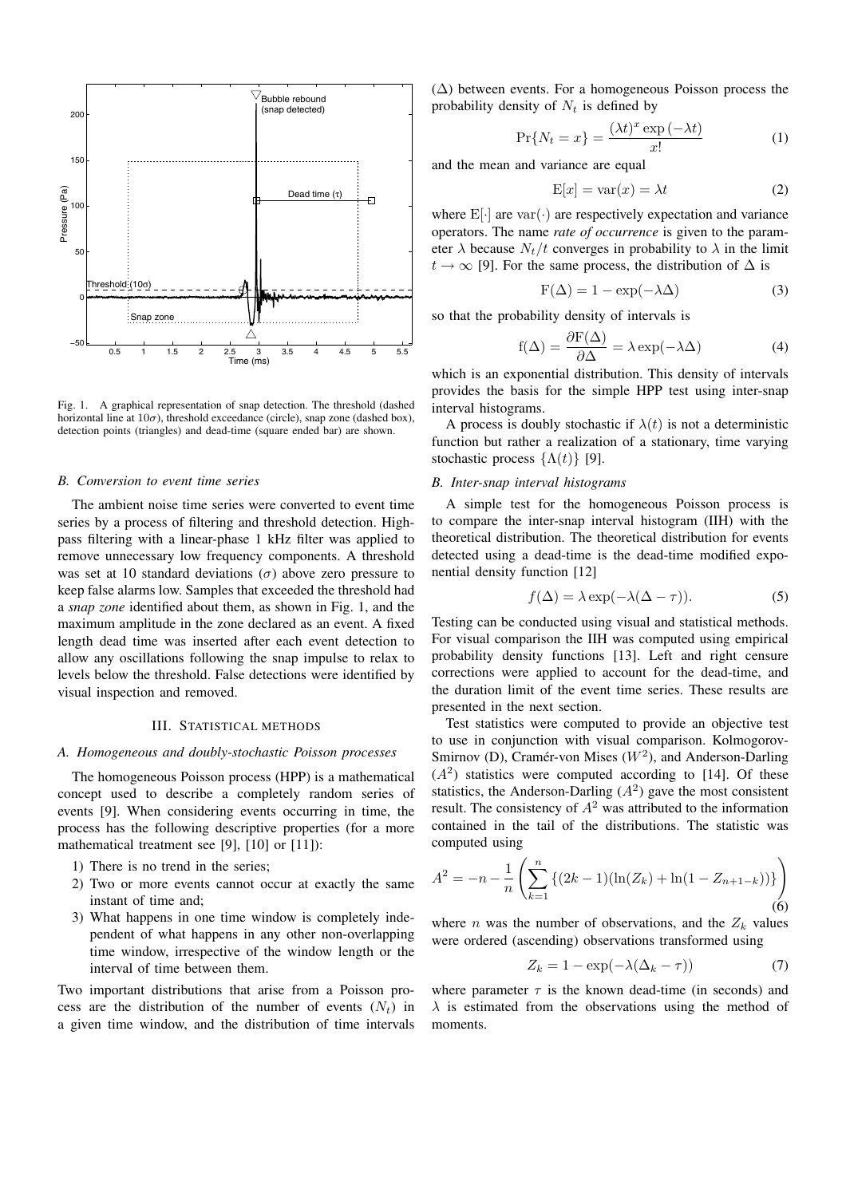Fig. 1. A graphical representation of snap detection. The threshold (dashed horizontal line at $10\sigma$), threshold exceedance (circle), snap zone (dashed box), detection points (triangles) and dead-time (square ended bar) are shown.

### B. Conversion to event time series

The ambient noise time series were converted to event time series by a process of filtering and threshold detection. High-pass filtering with a linear-phase 1 kHz filter was applied to remove unnecessary low frequency components. A threshold was set at 10 standard deviations ($\sigma$) above zero pressure to keep false alarms low. Samples that exceeded the threshold had a *snap zone* identified about them, as shown in Fig. 1, and the maximum amplitude in the zone declared as an event. A fixed length dead time was inserted after each event detection to allow any oscillations following the snap impulse to relax to levels below the threshold. False detections were identified by visual inspection and removed.

## III. Statistical methods

### A. Homogeneous and doubly-stochastic Poisson processes

The homogeneous Poisson process (HPP) is a mathematical concept used to describe a completely random series of events [9]. When considering events occurring in time, the process has the following descriptive properties (for a more mathematical treatment see [9], [10] or [11]):

1) There is no trend in the series;
2) Two or more events cannot occur at exactly the same instant of time and;
3) What happens in one time window is completely independent of what happens in any other non-overlapping time window, irrespective of the window length or the interval of time between them.

Two important distributions that arise from a Poisson process are the distribution of the number of events ($N_t$) in a given time window, and the distribution of time intervals ($\Delta$) between events. For a homogeneous Poisson process the probability density of $N_t$ is defined by

$$\Pr\{N_t = x\} = \frac{(\lambda t)^x \exp(-\lambda t)}{x!} \tag{1}$$

and the mean and variance are equal

$$\mathrm{E}[x] = \mathrm{var}(x) = \lambda t \tag{2}$$

where $\mathrm{E}[\cdot]$ are $\mathrm{var}(\cdot)$ are respectively expectation and variance operators. The name *rate of occurrence* is given to the parameter $\lambda$ because $N_t/t$ converges in probability to $\lambda$ in the limit $t \to \infty$ [9]. For the same process, the distribution of $\Delta$ is

$$\mathrm{F}(\Delta) = 1 - \exp(-\lambda\Delta) \tag{3}$$

so that the probability density of intervals is

$$\mathrm{f}(\Delta) = \frac{\partial \mathrm{F}(\Delta)}{\partial \Delta} = \lambda \exp(-\lambda\Delta) \tag{4}$$

which is an exponential distribution. This density of intervals provides the basis for the simple HPP test using inter-snap interval histograms.

A process is doubly stochastic if $\lambda(t)$ is not a deterministic function but rather a realization of a stationary, time varying stochastic process $\{\Lambda(t)\}$ [9].

### B. Inter-snap interval histograms

A simple test for the homogeneous Poisson process is to compare the inter-snap interval histogram (IIH) with the theoretical distribution. The theoretical distribution for events detected using a dead-time is the dead-time modified exponential density function [12]

$$f(\Delta) = \lambda \exp(-\lambda(\Delta - \tau)). \tag{5}$$

Testing can be conducted using visual and statistical methods. For visual comparison the IIH was computed using empirical probability density functions [13]. Left and right censure corrections were applied to account for the dead-time, and the duration limit of the event time series. These results are presented in the next section.

Test statistics were computed to provide an objective test to use in conjunction with visual comparison. Kolmogorov-Smirnov (D), Cramér-von Mises ($W^2$), and Anderson-Darling ($A^2$) statistics were computed according to [14]. Of these statistics, the Anderson-Darling ($A^2$) gave the most consistent result. The consistency of $A^2$ was attributed to the information contained in the tail of the distributions. The statistic was computed using

$$A^2 = -n - \frac{1}{n}\left(\sum_{k=1}^{n}\{(2k-1)(\ln(Z_k) + \ln(1 - Z_{n+1-k}))\}\right) \tag{6}$$

where $n$ was the number of observations, and the $Z_k$ values were ordered (ascending) observations transformed using

$$Z_k = 1 - \exp(-\lambda(\Delta_k - \tau)) \tag{7}$$

where parameter $\tau$ is the known dead-time (in seconds) and $\lambda$ is estimated from the observations using the method of moments.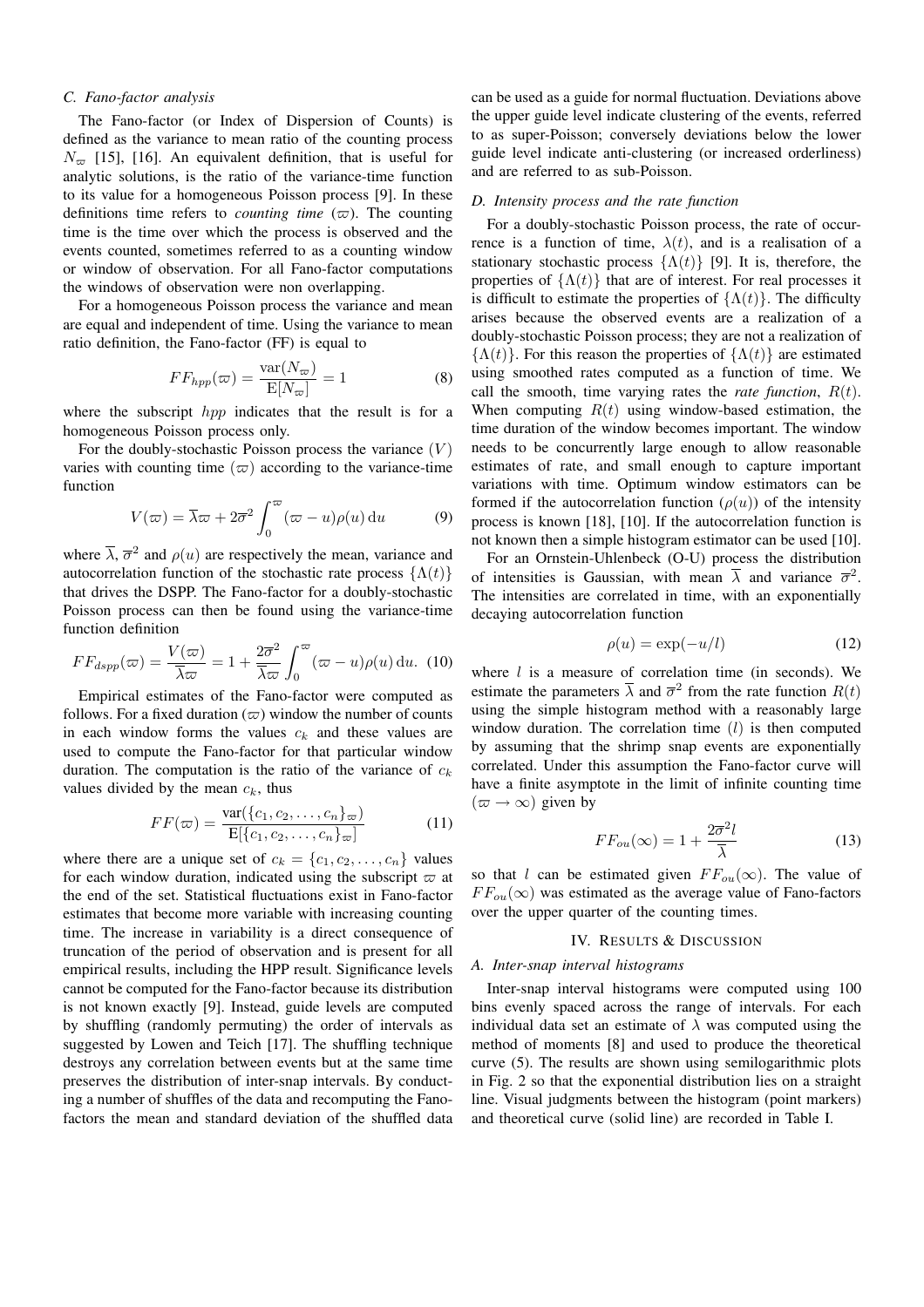### C. Fano-factor analysis

The Fano-factor (or Index of Dispersion of Counts) is defined as the variance to mean ratio of the counting process $N_\varpi$ [15], [16]. An equivalent definition, that is useful for analytic solutions, is the ratio of the variance-time function to its value for a homogeneous Poisson process [9]. In these definitions time refers to *counting time* ($\varpi$). The counting time is the time over which the process is observed and the events counted, sometimes referred to as a counting window or window of observation. For all Fano-factor computations the windows of observation were non overlapping.

For a homogeneous Poisson process the variance and mean are equal and independent of time. Using the variance to mean ratio definition, the Fano-factor (FF) is equal to

$$FF_{hpp}(\varpi) = \frac{\text{var}(N_\varpi)}{\text{E}[N_\varpi]} = 1 \tag{8}$$

where the subscript $hpp$ indicates that the result is for a homogeneous Poisson process only.

For the doubly-stochastic Poisson process the variance ($V$) varies with counting time ($\varpi$) according to the variance-time function

$$V(\varpi) = \overline{\lambda}\varpi + 2\overline{\sigma}^2 \int_0^\varpi (\varpi - u)\rho(u)\,\text{d}u \tag{9}$$

where $\overline{\lambda}$, $\overline{\sigma}^2$ and $\rho(u)$ are respectively the mean, variance and autocorrelation function of the stochastic rate process $\{\Lambda(t)\}$ that drives the DSPP. The Fano-factor for a doubly-stochastic Poisson process can then be found using the variance-time function definition

$$FF_{dspp}(\varpi) = \frac{V(\varpi)}{\overline{\lambda}\varpi} = 1 + \frac{2\overline{\sigma}^2}{\overline{\lambda}\varpi} \int_0^\varpi (\varpi - u)\rho(u)\,\text{d}u. \tag{10}$$

Empirical estimates of the Fano-factor were computed as follows. For a fixed duration ($\varpi$) window the number of counts in each window forms the values $c_k$ and these values are used to compute the Fano-factor for that particular window duration. The computation is the ratio of the variance of $c_k$ values divided by the mean $c_k$, thus

$$FF(\varpi) = \frac{\text{var}(\{c_1, c_2, \ldots, c_n\}_\varpi)}{\text{E}[\{c_1, c_2, \ldots, c_n\}_\varpi]} \tag{11}$$

where there are a unique set of $c_k = \{c_1, c_2, \ldots, c_n\}$ values for each window duration, indicated using the subscript $\varpi$ at the end of the set. Statistical fluctuations exist in Fano-factor estimates that become more variable with increasing counting time. The increase in variability is a direct consequence of truncation of the period of observation and is present for all empirical results, including the HPP result. Significance levels cannot be computed for the Fano-factor because its distribution is not known exactly [9]. Instead, guide levels are computed by shuffling (randomly permuting) the order of intervals as suggested by Lowen and Teich [17]. The shuffling technique destroys any correlation between events but at the same time preserves the distribution of inter-snap intervals. By conducting a number of shuffles of the data and recomputing the Fano-factors the mean and standard deviation of the shuffled data can be used as a guide for normal fluctuation. Deviations above the upper guide level indicate clustering of the events, referred to as super-Poisson; conversely deviations below the lower guide level indicate anti-clustering (or increased orderliness) and are referred to as sub-Poisson.

### D. Intensity process and the rate function

For a doubly-stochastic Poisson process, the rate of occurrence is a function of time, $\lambda(t)$, and is a realisation of a stationary stochastic process $\{\Lambda(t)\}$ [9]. It is, therefore, the properties of $\{\Lambda(t)\}$ that are of interest. For real processes it is difficult to estimate the properties of $\{\Lambda(t)\}$. The difficulty arises because the observed events are a realization of a doubly-stochastic Poisson process; they are not a realization of $\{\Lambda(t)\}$. For this reason the properties of $\{\Lambda(t)\}$ are estimated using smoothed rates computed as a function of time. We call the smooth, time varying rates the *rate function*, $R(t)$. When computing $R(t)$ using window-based estimation, the time duration of the window becomes important. The window needs to be concurrently large enough to allow reasonable estimates of rate, and small enough to capture important variations with time. Optimum window estimators can be formed if the autocorrelation function ($\rho(u)$) of the intensity process is known [18], [10]. If the autocorrelation function is not known then a simple histogram estimator can be used [10].

For an Ornstein-Uhlenbeck (O-U) process the distribution of intensities is Gaussian, with mean $\overline{\lambda}$ and variance $\overline{\sigma}^2$. The intensities are correlated in time, with an exponentially decaying autocorrelation function

$$\rho(u) = \exp(-u/l) \tag{12}$$

where $l$ is a measure of correlation time (in seconds). We estimate the parameters $\overline{\lambda}$ and $\overline{\sigma}^2$ from the rate function $R(t)$ using the simple histogram method with a reasonably large window duration. The correlation time ($l$) is then computed by assuming that the shrimp snap events are exponentially correlated. Under this assumption the Fano-factor curve will have a finite asymptote in the limit of infinite counting time ($\varpi \to \infty$) given by

$$FF_{ou}(\infty) = 1 + \frac{2\overline{\sigma}^2 l}{\overline{\lambda}} \tag{13}$$

so that $l$ can be estimated given $FF_{ou}(\infty)$. The value of $FF_{ou}(\infty)$ was estimated as the average value of Fano-factors over the upper quarter of the counting times.

## IV. Results & Discussion

### A. Inter-snap interval histograms

Inter-snap interval histograms were computed using 100 bins evenly spaced across the range of intervals. For each individual data set an estimate of $\lambda$ was computed using the method of moments [8] and used to produce the theoretical curve (5). The results are shown using semilogarithmic plots in Fig. 2 so that the exponential distribution lies on a straight line. Visual judgments between the histogram (point markers) and theoretical curve (solid line) are recorded in Table I.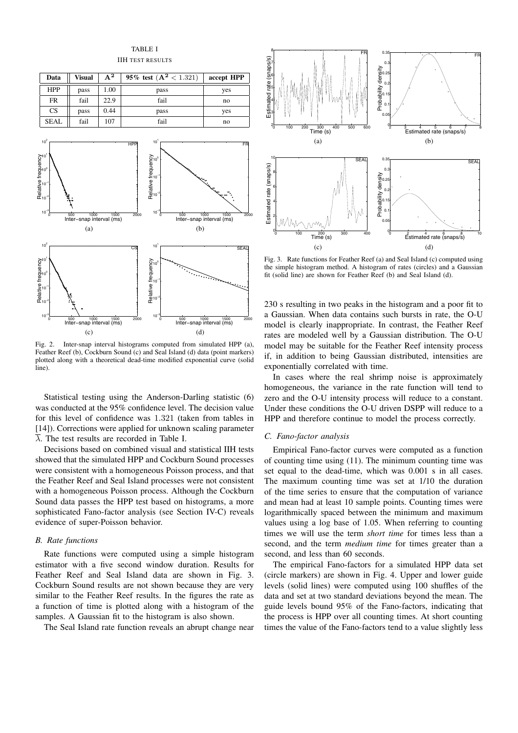TABLE I

IIH TEST RESULTS

| Data | Visual | $\mathbf{A^2}$ | 95% test ($\mathbf{A^2} < 1.321$) | accept HPP |
|---|---|---|---|---|
| HPP | pass | 1.00 | pass | yes |
| FR | fail | 22.9 | fail | no |
| CS | pass | 0.44 | pass | yes |
| SEAL | fail | 107 | fail | no |

Fig. 2. Inter-snap interval histograms computed from simulated HPP (a), Feather Reef (b), Cockburn Sound (c) and Seal Island (d) data (point markers) plotted along with a theoretical dead-time modified exponential curve (solid line).

Statistical testing using the Anderson-Darling statistic (6) was conducted at the 95% confidence level. The decision value for this level of confidence was 1.321 (taken from tables in [14]). Corrections were applied for unknown scaling parameter $\overline{\lambda}$. The test results are recorded in Table I.

Decisions based on combined visual and statistical IIH tests showed that the simulated HPP and Cockburn Sound processes were consistent with a homogeneous Poisson process, and that the Feather Reef and Seal Island processes were not consistent with a homogeneous Poisson process. Although the Cockburn Sound data passes the HPP test based on histograms, a more sophisticated Fano-factor analysis (see Section IV-C) reveals evidence of super-Poisson behavior.

### B. Rate functions

Rate functions were computed using a simple histogram estimator with a five second window duration. Results for Feather Reef and Seal Island data are shown in Fig. 3. Cockburn Sound results are not shown because they are very similar to the Feather Reef results. In the figures the rate as a function of time is plotted along with a histogram of the samples. A Gaussian fit to the histogram is also shown.

The Seal Island rate function reveals an abrupt change near 230 s resulting in two peaks in the histogram and a poor fit to a Gaussian. When data contains such bursts in rate, the O-U model is clearly inappropriate. In contrast, the Feather Reef rates are modeled well by a Gaussian distribution. The O-U model may be suitable for the Feather Reef intensity process if, in addition to being Gaussian distributed, intensities are exponentially correlated with time.

Fig. 3. Rate functions for Feather Reef (a) and Seal Island (c) computed using the simple histogram method. A histogram of rates (circles) and a Gaussian fit (solid line) are shown for Feather Reef (b) and Seal Island (d).

In cases where the real shrimp noise is approximately homogeneous, the variance in the rate function will tend to zero and the O-U intensity process will reduce to a constant. Under these conditions the O-U driven DSPP will reduce to a HPP and therefore continue to model the process correctly.

### C. Fano-factor analysis

Empirical Fano-factor curves were computed as a function of counting time using (11). The minimum counting time was set equal to the dead-time, which was 0.001 s in all cases. The maximum counting time was set at 1/10 the duration of the time series to ensure that the computation of variance and mean had at least 10 sample points. Counting times were logarithmically spaced between the minimum and maximum values using a log base of 1.05. When referring to counting times we will use the term *short time* for times less than a second, and the term *medium time* for times greater than a second, and less than 60 seconds.

The empirical Fano-factors for a simulated HPP data set (circle markers) are shown in Fig. 4. Upper and lower guide levels (solid lines) were computed using 100 shuffles of the data and set at two standard deviations beyond the mean. The guide levels bound 95% of the Fano-factors, indicating that the process is HPP over all counting times. At short counting times the value of the Fano-factors tend to a value slightly less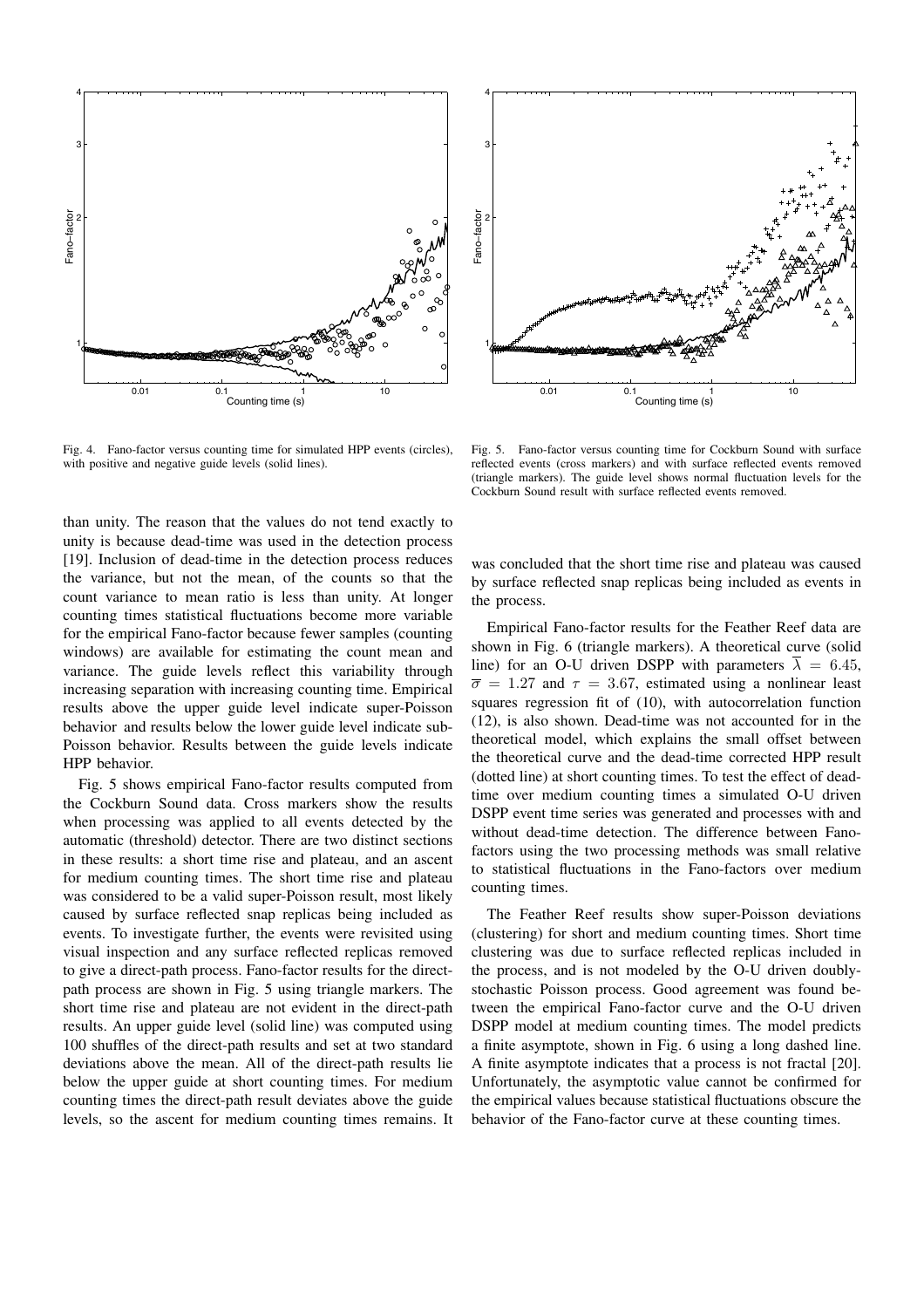Fig. 4. Fano-factor versus counting time for simulated HPP events (circles), with positive and negative guide levels (solid lines).

Fig. 5. Fano-factor versus counting time for Cockburn Sound with surface reflected events (cross markers) and with surface reflected events removed (triangle markers). The guide level shows normal fluctuation levels for the Cockburn Sound result with surface reflected events removed.

than unity. The reason that the values do not tend exactly to unity is because dead-time was used in the detection process [19]. Inclusion of dead-time in the detection process reduces the variance, but not the mean, of the counts so that the count variance to mean ratio is less than unity. At longer counting times statistical fluctuations become more variable for the empirical Fano-factor because fewer samples (counting windows) are available for estimating the count mean and variance. The guide levels reflect this variability through increasing separation with increasing counting time. Empirical results above the upper guide level indicate super-Poisson behavior and results below the lower guide level indicate sub-Poisson behavior. Results between the guide levels indicate HPP behavior.

Fig. 5 shows empirical Fano-factor results computed from the Cockburn Sound data. Cross markers show the results when processing was applied to all events detected by the automatic (threshold) detector. There are two distinct sections in these results: a short time rise and plateau, and an ascent for medium counting times. The short time rise and plateau was considered to be a valid super-Poisson result, most likely caused by surface reflected snap replicas being included as events. To investigate further, the events were revisited using visual inspection and any surface reflected replicas removed to give a direct-path process. Fano-factor results for the direct-path process are shown in Fig. 5 using triangle markers. The short time rise and plateau are not evident in the direct-path results. An upper guide level (solid line) was computed using 100 shuffles of the direct-path results and set at two standard deviations above the mean. All of the direct-path results lie below the upper guide at short counting times. For medium counting times the direct-path result deviates above the guide levels, so the ascent for medium counting times remains. It was concluded that the short time rise and plateau was caused by surface reflected snap replicas being included as events in the process.

Empirical Fano-factor results for the Feather Reef data are shown in Fig. 6 (triangle markers). A theoretical curve (solid line) for an O-U driven DSPP with parameters $\overline{\lambda} = 6.45$, $\overline{\sigma} = 1.27$ and $\tau = 3.67$, estimated using a nonlinear least squares regression fit of (10), with autocorrelation function (12), is also shown. Dead-time was not accounted for in the theoretical model, which explains the small offset between the theoretical curve and the dead-time corrected HPP result (dotted line) at short counting times. To test the effect of dead-time over medium counting times a simulated O-U driven DSPP event time series was generated and processes with and without dead-time detection. The difference between Fano-factors using the two processing methods was small relative to statistical fluctuations in the Fano-factors over medium counting times.

The Feather Reef results show super-Poisson deviations (clustering) for short and medium counting times. Short time clustering was due to surface reflected replicas included in the process, and is not modeled by the O-U driven doubly-stochastic Poisson process. Good agreement was found between the empirical Fano-factor curve and the O-U driven DSPP model at medium counting times. The model predicts a finite asymptote, shown in Fig. 6 using a long dashed line. A finite asymptote indicates that a process is not fractal [20]. Unfortunately, the asymptotic value cannot be confirmed for the empirical values because statistical fluctuations obscure the behavior of the Fano-factor curve at these counting times.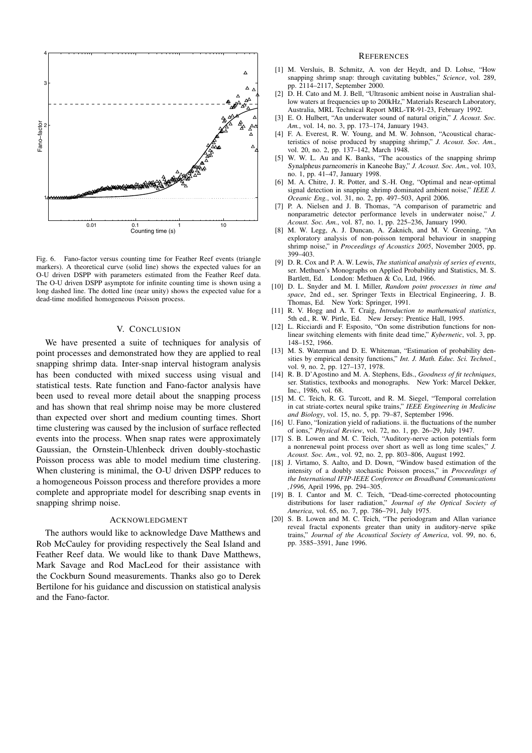4

3

2

1

Fano–factor

0.01

0.1

1

10

Counting time (s)

Fig. 6. Fano-factor versus counting time for Feather Reef events (triangle markers). A theoretical curve (solid line) shows the expected values for an O-U driven DSPP with parameters estimated from the Feather Reef data. The O-U driven DSPP asymptote for infinite counting time is shown using a long dashed line. The dotted line (near unity) shows the expected value for a dead-time modified homogeneous Poisson process.

## V. Conclusion

We have presented a suite of techniques for analysis of point processes and demonstrated how they are applied to real snapping shrimp data. Inter-snap interval histogram analysis has been conducted with mixed success using visual and statistical tests. Rate function and Fano-factor analysis have been used to reveal more detail about the snapping process and has shown that real shrimp noise may be more clustered than expected over short and medium counting times. Short time clustering was caused by the inclusion of surface reflected events into the process. When snap rates were approximately Gaussian, the Ornstein-Uhlenbeck driven doubly-stochastic Poisson process was able to model medium time clustering. When clustering is minimal, the O-U driven DSPP reduces to a homogeneous Poisson process and therefore provides a more complete and appropriate model for describing snap events in snapping shrimp noise.

## Acknowledgment

The authors would like to acknowledge Dave Matthews and Rob McCauley for providing respectively the Seal Island and Feather Reef data. We would like to thank Dave Matthews, Mark Savage and Rod MacLeod for their assistance with the Cockburn Sound measurements. Thanks also go to Derek Bertilone for his guidance and discussion on statistical analysis and the Fano-factor.

## References

[1] M. Versluis, B. Schmitz, A. von der Heydt, and D. Lohse, "How snapping shrimp snap: through cavitating bubbles," *Science*, vol. 289, pp. 2114–2117, September 2000.

[2] D. H. Cato and M. J. Bell, "Ultrasonic ambient noise in Australian shallow waters at frequencies up to 200kHz," Materials Research Laboratory, Australia, MRL Technical Report MRL-TR-91-23, February 1992.

[3] E. O. Hulbert, "An underwater sound of natural origin," *J. Acoust. Soc. Am.*, vol. 14, no. 3, pp. 173–174, January 1943.

[4] F. A. Everest, R. W. Young, and M. W. Johnson, "Acoustical characteristics of noise produced by snapping shrimp," *J. Acoust. Soc. Am.*, vol. 20, no. 2, pp. 137–142, March 1948.

[5] W. W. L. Au and K. Banks, "The acoustics of the snapping shrimp *Synalpheus parneomeris* in Kaneohe Bay," *J. Acoust. Soc. Am.*, vol. 103, no. 1, pp. 41–47, January 1998.

[6] M. A. Chitre, J. R. Potter, and S.-H. Ong, "Optimal and near-optimal signal detection in snapping shrimp dominated ambient noise," *IEEE J. Oceanic Eng.*, vol. 31, no. 2, pp. 497–503, April 2006.

[7] P. A. Nielsen and J. B. Thomas, "A comparison of parametric and nonparametric detector performance levels in underwater noise," *J. Acoust. Soc. Am.*, vol. 87, no. 1, pp. 225–236, January 1990.

[8] M. W. Legg, A. J. Duncan, A. Zaknich, and M. V. Greening, "An exploratory analysis of non-poisson temporal behaviour in snapping shrimp noise," in *Proceedings of Acoustics 2005*, November 2005, pp. 399–403.

[9] D. R. Cox and P. A. W. Lewis, *The statistical analysis of series of events*, ser. Methuen's Monographs on Applied Probability and Statistics, M. S. Bartlett, Ed. London: Methuen & Co, Ltd, 1966.

[10] D. L. Snyder and M. I. Miller, *Random point processes in time and space*, 2nd ed., ser. Springer Texts in Electrical Engineering, J. B. Thomas, Ed. New York: Springer, 1991.

[11] R. V. Hogg and A. T. Craig, *Introduction to mathematical statistics*, 5th ed., R. W. Pirtle, Ed. New Jersey: Prentice Hall, 1995.

[12] L. Ricciardi and F. Esposito, "On some distribution functions for non-linear switching elements with finite dead time," *Kybernetic*, vol. 3, pp. 148–152, 1966.

[13] M. S. Waterman and D. E. Whiteman, "Estimation of probability densities by empirical density functions," *Int. J. Math. Educ. Sci. Technol.*, vol. 9, no. 2, pp. 127–137, 1978.

[14] R. B. D'Agostino and M. A. Stephens, Eds., *Goodness of fit techniques*, ser. Statistics, textbooks and monographs. New York: Marcel Dekker, Inc., 1986, vol. 68.

[15] M. C. Teich, R. G. Turcott, and R. M. Siegel, "Temporal correlation in cat striate-cortex neural spike trains," *IEEE Engineering in Medicine and Biology*, vol. 15, no. 5, pp. 79–87, September 1996.

[16] U. Fano, "Ionization yield of radiations. ii. the fluctuations of the number of ions," *Physical Review*, vol. 72, no. 1, pp. 26–29, July 1947.

[17] S. B. Lowen and M. C. Teich, "Auditory-nerve action potentials form a nonrenewal point process over short as well as long time scales," *J. Acoust. Soc. Am.*, vol. 92, no. 2, pp. 803–806, August 1992.

[18] J. Virtamo, S. Aalto, and D. Down, "Window based estimation of the intensity of a doubly stochastic Poisson process," in *Proceedings of the International IFIP-IEEE Conference on Broadband Communications ,1996*, April 1996, pp. 294–305.

[19] B. I. Cantor and M. C. Teich, "Dead-time-corrected photocounting distributions for laser radiation," *Journal of the Optical Society of America*, vol. 65, no. 7, pp. 786–791, July 1975.

[20] S. B. Lowen and M. C. Teich, "The periodogram and Allan variance reveal fractal exponents greater than unity in auditory-nerve spike trains," *Journal of the Acoustical Society of America*, vol. 99, no. 6, pp. 3585–3591, June 1996.